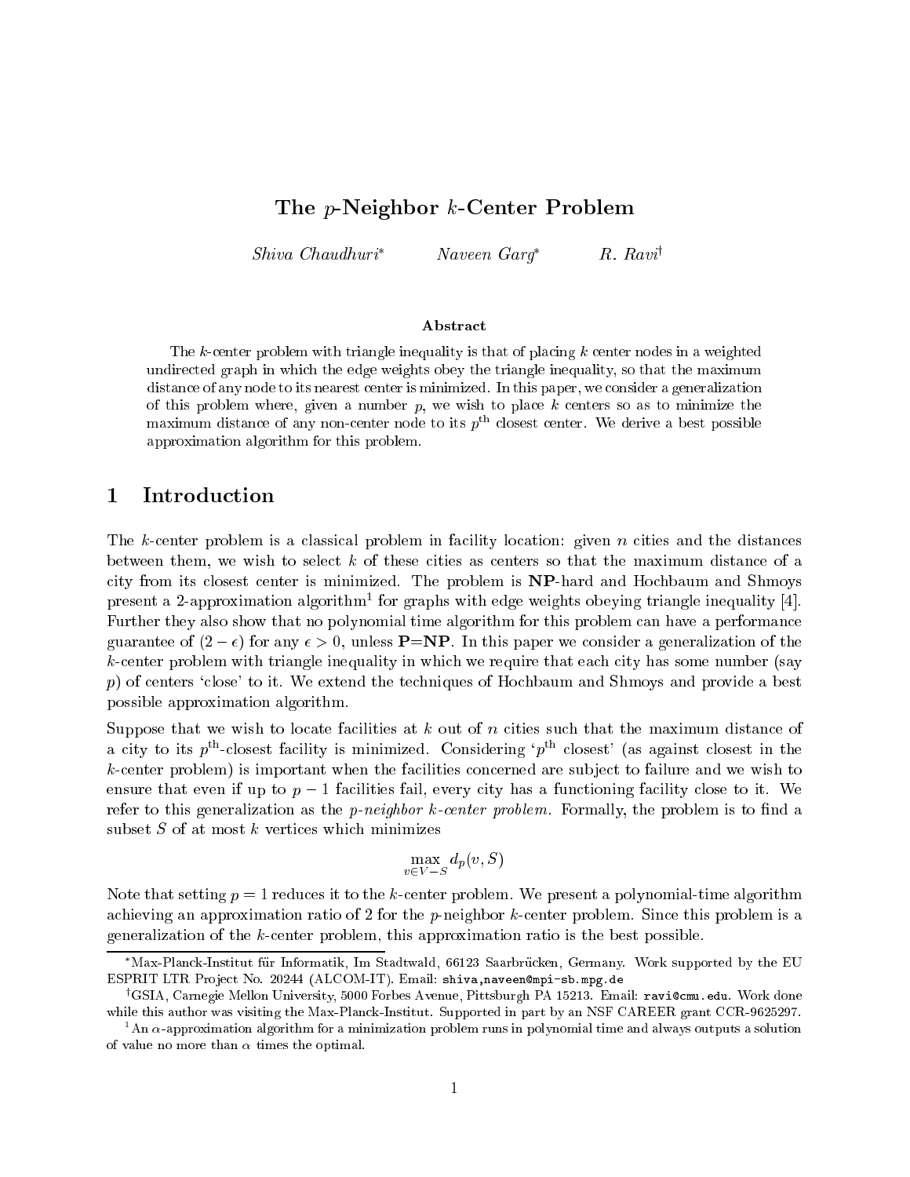# The $p$-Neighbor $k$-Center Problem

*Shiva Chaudhuri*[*] *Naveen Garg*[*] *R. Ravi*[†]

### Abstract

The $k$-center problem with triangle inequality is that of placing $k$ center nodes in a weighted undirected graph in which the edge weights obey the triangle inequality, so that the maximum distance of any node to its nearest center is minimized. In this paper, we consider a generalization of this problem where, given a number $p$, we wish to place $k$ centers so as to minimize the maximum distance of any non-center node to its $p^{\text{th}}$ closest center. We derive a best possible approximation algorithm for this problem.

## 1 Introduction

The $k$-center problem is a classical problem in facility location: given $n$ cities and the distances between them, we wish to select $k$ of these cities as centers so that the maximum distance of a city from its closest center is minimized. The problem is **NP**-hard and Hochbaum and Shmoys present a 2-approximation algorithm[1] for graphs with edge weights obeying triangle inequality [4]. Further they also show that no polynomial time algorithm for this problem can have a performance guarantee of $(2 - \epsilon)$ for any $\epsilon > 0$, unless **P**=**NP**. In this paper we consider a generalization of the $k$-center problem with triangle inequality in which we require that each city has some number (say $p$) of centers 'close' to it. We extend the techniques of Hochbaum and Shmoys and provide a best possible approximation algorithm.

Suppose that we wish to locate facilities at $k$ out of $n$ cities such that the maximum distance of a city to its $p^{\text{th}}$-closest facility is minimized. Considering '$p^{\text{th}}$ closest' (as against closest in the $k$-center problem) is important when the facilities concerned are subject to failure and we wish to ensure that even if up to $p - 1$ facilities fail, every city has a functioning facility close to it. We refer to this generalization as the *$p$-neighbor $k$-center problem*. Formally, the problem is to find a subset $S$ of at most $k$ vertices which minimizes

$$\max_{v \in V - S} d_p(v, S)$$

Note that setting $p = 1$ reduces it to the $k$-center problem. We present a polynomial-time algorithm achieving an approximation ratio of 2 for the $p$-neighbor $k$-center problem. Since this problem is a generalization of the $k$-center problem, this approximation ratio is the best possible.

---

[*] Max-Planck-Institut für Informatik, Im Stadtwald, 66123 Saarbrücken, Germany. Work supported by the EU ESPRIT LTR Project No. 20244 (ALCOM-IT). Email: shiva,naveen@mpi-sb.mpg.de

[†] GSIA, Carnegie Mellon University, 5000 Forbes Avenue, Pittsburgh PA 15213. Email: ravi@cmu.edu. Work done while this author was visiting the Max-Planck-Institut. Supported in part by an NSF CAREER grant CCR-9625297.

[1] An $\alpha$-approximation algorithm for a minimization problem runs in polynomial time and always outputs a solution of value no more than $\alpha$ times the optimal.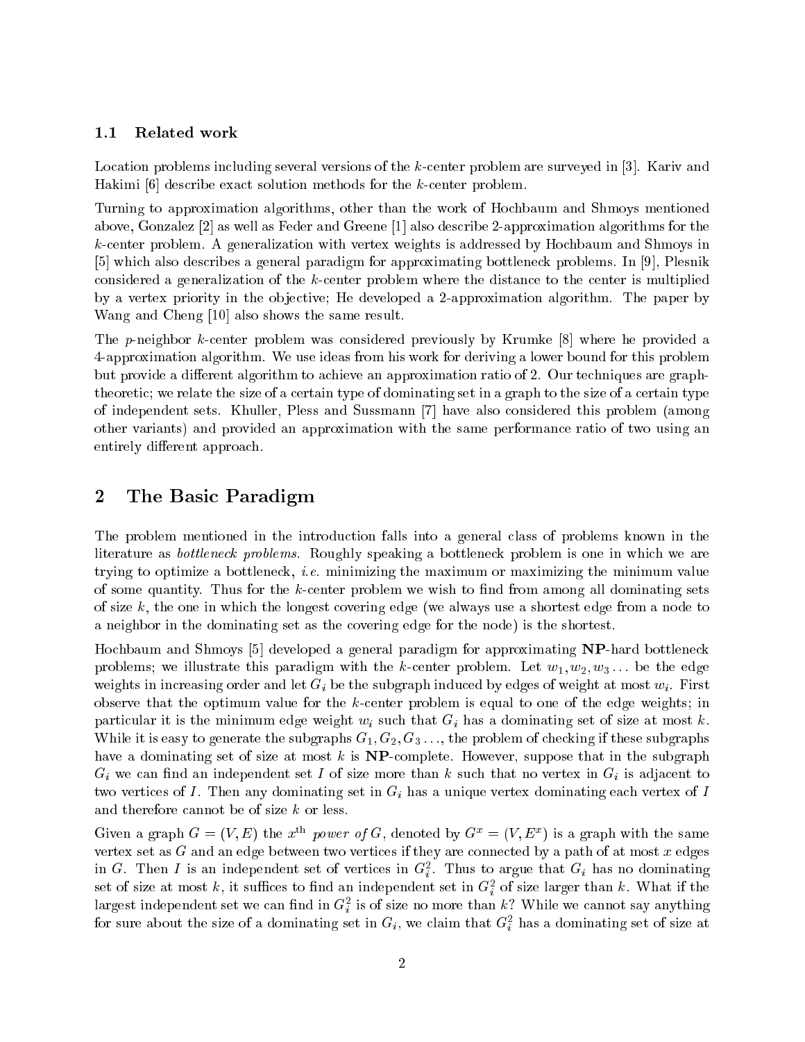### 1.1 Related work

Location problems including several versions of the $k$-center problem are surveyed in [3]. Kariv and Hakimi [6] describe exact solution methods for the $k$-center problem.

Turning to approximation algorithms, other than the work of Hochbaum and Shmoys mentioned above, Gonzalez [2] as well as Feder and Greene [1] also describe 2-approximation algorithms for the $k$-center problem. A generalization with vertex weights is addressed by Hochbaum and Shmoys in [5] which also describes a general paradigm for approximating bottleneck problems. In [9], Plesnik considered a generalization of the $k$-center problem where the distance to the center is multiplied by a vertex priority in the objective; He developed a 2-approximation algorithm. The paper by Wang and Cheng [10] also shows the same result.

The $p$-neighbor $k$-center problem was considered previously by Krumke [8] where he provided a 4-approximation algorithm. We use ideas from his work for deriving a lower bound for this problem but provide a different algorithm to achieve an approximation ratio of 2. Our techniques are graph-theoretic; we relate the size of a certain type of dominating set in a graph to the size of a certain type of independent sets. Khuller, Pless and Sussmann [7] have also considered this problem (among other variants) and provided an approximation with the same performance ratio of two using an entirely different approach.

## 2 The Basic Paradigm

The problem mentioned in the introduction falls into a general class of problems known in the literature as *bottleneck problems*. Roughly speaking a bottleneck problem is one in which we are trying to optimize a bottleneck, *i.e.* minimizing the maximum or maximizing the minimum value of some quantity. Thus for the $k$-center problem we wish to find from among all dominating sets of size $k$, the one in which the longest covering edge (we always use a shortest edge from a node to a neighbor in the dominating set as the covering edge for the node) is the shortest.

Hochbaum and Shmoys [5] developed a general paradigm for approximating **NP**-hard bottleneck problems; we illustrate this paradigm with the $k$-center problem. Let $w_1, w_2, w_3 \ldots$ be the edge weights in increasing order and let $G_i$ be the subgraph induced by edges of weight at most $w_i$. First observe that the optimum value for the $k$-center problem is equal to one of the edge weights; in particular it is the minimum edge weight $w_i$ such that $G_i$ has a dominating set of size at most $k$. While it is easy to generate the subgraphs $G_1, G_2, G_3 \ldots$, the problem of checking if these subgraphs have a dominating set of size at most $k$ is **NP**-complete. However, suppose that in the subgraph $G_i$ we can find an independent set $I$ of size more than $k$ such that no vertex in $G_i$ is adjacent to two vertices of $I$. Then any dominating set in $G_i$ has a unique vertex dominating each vertex of $I$ and therefore cannot be of size $k$ or less.

Given a graph $G = (V, E)$ the $x^{\text{th}}$ *power of* $G$, denoted by $G^x = (V, E^x)$ is a graph with the same vertex set as $G$ and an edge between two vertices if they are connected by a path of at most $x$ edges in $G$. Then $I$ is an independent set of vertices in $G_i^2$. Thus to argue that $G_i$ has no dominating set of size at most $k$, it suffices to find an independent set in $G_i^2$ of size larger than $k$. What if the largest independent set we can find in $G_i^2$ is of size no more than $k$? While we cannot say anything for sure about the size of a dominating set in $G_i$, we claim that $G_i^2$ has a dominating set of size at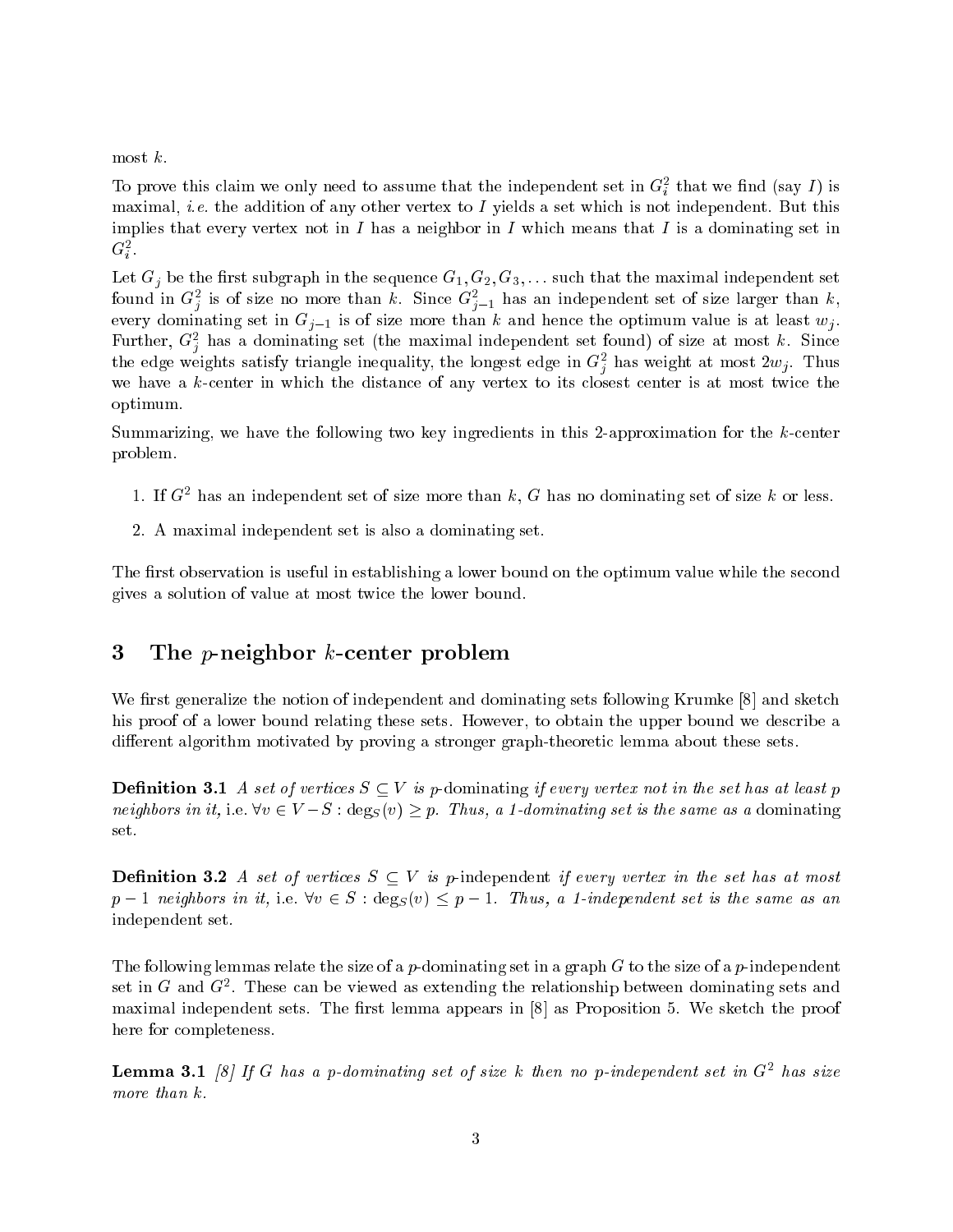most $k$.

To prove this claim we only need to assume that the independent set in $G_i^2$ that we find (say $I$) is maximal, *i.e.* the addition of any other vertex to $I$ yields a set which is not independent. But this implies that every vertex not in $I$ has a neighbor in $I$ which means that $I$ is a dominating set in $G_i^2$.

Let $G_j$ be the first subgraph in the sequence $G_1, G_2, G_3, \ldots$ such that the maximal independent set found in $G_j^2$ is of size no more than $k$. Since $G_{j-1}^2$ has an independent set of size larger than $k$, every dominating set in $G_{j-1}$ is of size more than $k$ and hence the optimum value is at least $w_j$. Further, $G_j^2$ has a dominating set (the maximal independent set found) of size at most $k$. Since the edge weights satisfy triangle inequality, the longest edge in $G_j^2$ has weight at most $2w_j$. Thus we have a $k$-center in which the distance of any vertex to its closest center is at most twice the optimum.

Summarizing, we have the following two key ingredients in this 2-approximation for the $k$-center problem.

1. If $G^2$ has an independent set of size more than $k$, $G$ has no dominating set of size $k$ or less.
2. A maximal independent set is also a dominating set.

The first observation is useful in establishing a lower bound on the optimum value while the second gives a solution of value at most twice the lower bound.

## 3 The $p$-neighbor $k$-center problem

We first generalize the notion of independent and dominating sets following Krumke [8] and sketch his proof of a lower bound relating these sets. However, to obtain the upper bound we describe a different algorithm motivated by proving a stronger graph-theoretic lemma about these sets.

**Definition 3.1** *A set of vertices $S \subseteq V$ is* $p$-dominating *if every vertex not in the set has at least $p$ neighbors in it,* i.e. $\forall v \in V - S : \deg_S(v) \geq p$. *Thus, a 1-dominating set is the same as a* dominating set.

**Definition 3.2** *A set of vertices $S \subseteq V$ is* $p$-independent *if every vertex in the set has at most $p-1$ neighbors in it,* i.e. $\forall v \in S : \deg_S(v) \leq p - 1$. *Thus, a 1-independent set is the same as an* independent set.

The following lemmas relate the size of a $p$-dominating set in a graph $G$ to the size of a $p$-independent set in $G$ and $G^2$. These can be viewed as extending the relationship between dominating sets and maximal independent sets. The first lemma appears in [8] as Proposition 5. We sketch the proof here for completeness.

**Lemma 3.1** *[8] If $G$ has a $p$-dominating set of size $k$ then no $p$-independent set in $G^2$ has size more than $k$.*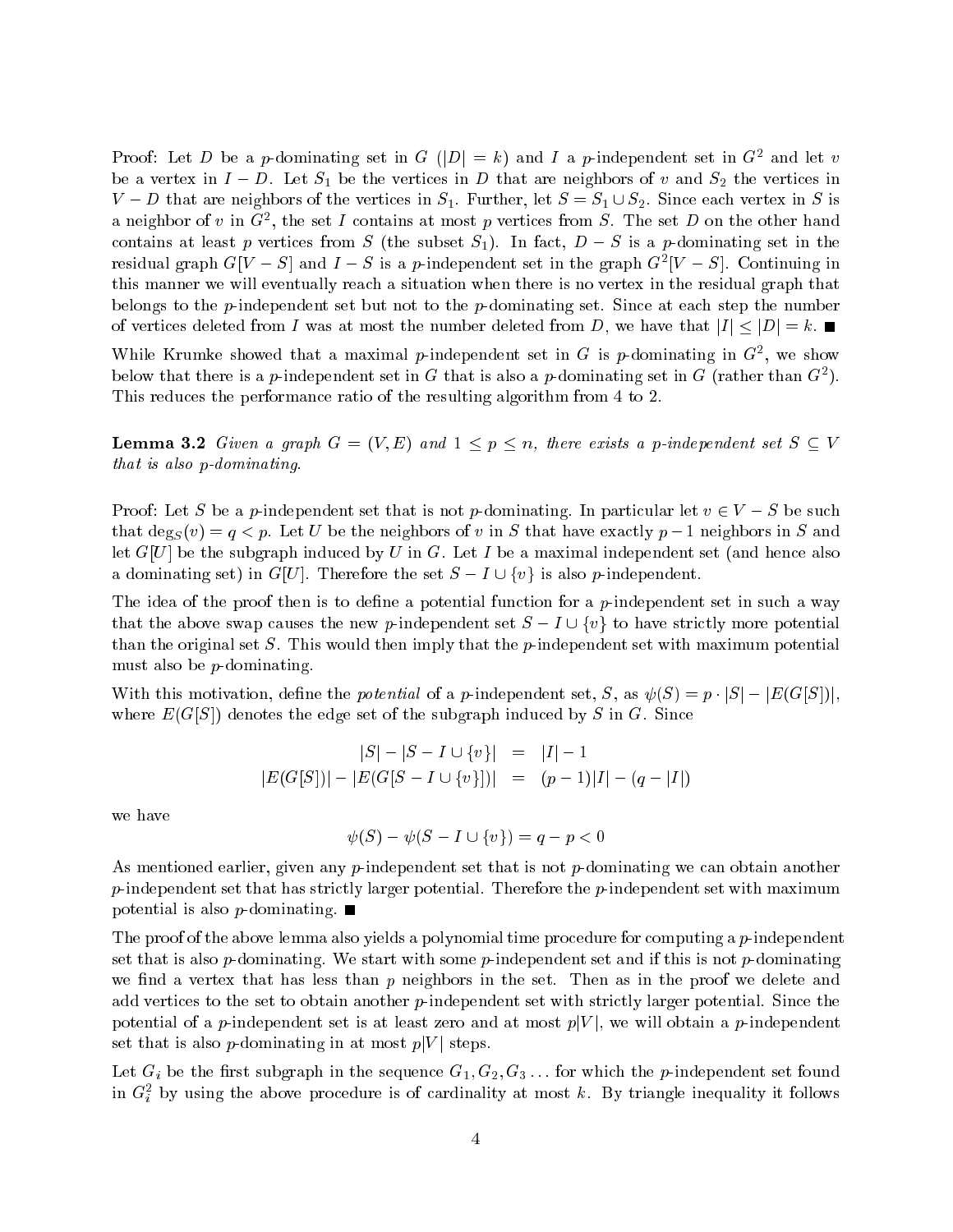Proof: Let $D$ be a $p$-dominating set in $G$ ($|D| = k$) and $I$ a $p$-independent set in $G^2$ and let $v$ be a vertex in $I - D$. Let $S_1$ be the vertices in $D$ that are neighbors of $v$ and $S_2$ the vertices in $V - D$ that are neighbors of the vertices in $S_1$. Further, let $S = S_1 \cup S_2$. Since each vertex in $S$ is a neighbor of $v$ in $G^2$, the set $I$ contains at most $p$ vertices from $S$. The set $D$ on the other hand contains at least $p$ vertices from $S$ (the subset $S_1$). In fact, $D - S$ is a $p$-dominating set in the residual graph $G[V - S]$ and $I - S$ is a $p$-independent set in the graph $G^2[V - S]$. Continuing in this manner we will eventually reach a situation when there is no vertex in the residual graph that belongs to the $p$-independent set but not to the $p$-dominating set. Since at each step the number of vertices deleted from $I$ was at most the number deleted from $D$, we have that $|I| \leq |D| = k$. ■

While Krumke showed that a maximal $p$-independent set in $G$ is $p$-dominating in $G^2$, we show below that there is a $p$-independent set in $G$ that is also a $p$-dominating set in $G$ (rather than $G^2$). This reduces the performance ratio of the resulting algorithm from 4 to 2.

**Lemma 3.2** *Given a graph $G = (V, E)$ and $1 \leq p \leq n$, there exists a $p$-independent set $S \subseteq V$ that is also $p$-dominating.*

Proof: Let $S$ be a $p$-independent set that is not $p$-dominating. In particular let $v \in V - S$ be such that $\deg_S(v) = q < p$. Let $U$ be the neighbors of $v$ in $S$ that have exactly $p - 1$ neighbors in $S$ and let $G[U]$ be the subgraph induced by $U$ in $G$. Let $I$ be a maximal independent set (and hence also a dominating set) in $G[U]$. Therefore the set $S - I \cup \{v\}$ is also $p$-independent.

The idea of the proof then is to define a potential function for a $p$-independent set in such a way that the above swap causes the new $p$-independent set $S - I \cup \{v\}$ to have strictly more potential than the original set $S$. This would then imply that the $p$-independent set with maximum potential must also be $p$-dominating.

With this motivation, define the *potential* of a $p$-independent set, $S$, as $\psi(S) = p \cdot |S| - |E(G[S])|$, where $E(G[S])$ denotes the edge set of the subgraph induced by $S$ in $G$. Since

$$
\begin{aligned}
|S| - |S - I \cup \{v\}| &= |I| - 1 \\
|E(G[S])| - |E(G[S - I \cup \{v\}])| &= (p-1)|I| - (q - |I|)
\end{aligned}
$$

we have

$$\psi(S) - \psi(S - I \cup \{v\}) = q - p < 0$$

As mentioned earlier, given any $p$-independent set that is not $p$-dominating we can obtain another $p$-independent set that has strictly larger potential. Therefore the $p$-independent set with maximum potential is also $p$-dominating. ■

The proof of the above lemma also yields a polynomial time procedure for computing a $p$-independent set that is also $p$-dominating. We start with some $p$-independent set and if this is not $p$-dominating we find a vertex that has less than $p$ neighbors in the set. Then as in the proof we delete and add vertices to the set to obtain another $p$-independent set with strictly larger potential. Since the potential of a $p$-independent set is at least zero and at most $p|V|$, we will obtain a $p$-independent set that is also $p$-dominating in at most $p|V|$ steps.

Let $G_i$ be the first subgraph in the sequence $G_1, G_2, G_3 \ldots$ for which the $p$-independent set found in $G_i^2$ by using the above procedure is of cardinality at most $k$. By triangle inequality it follows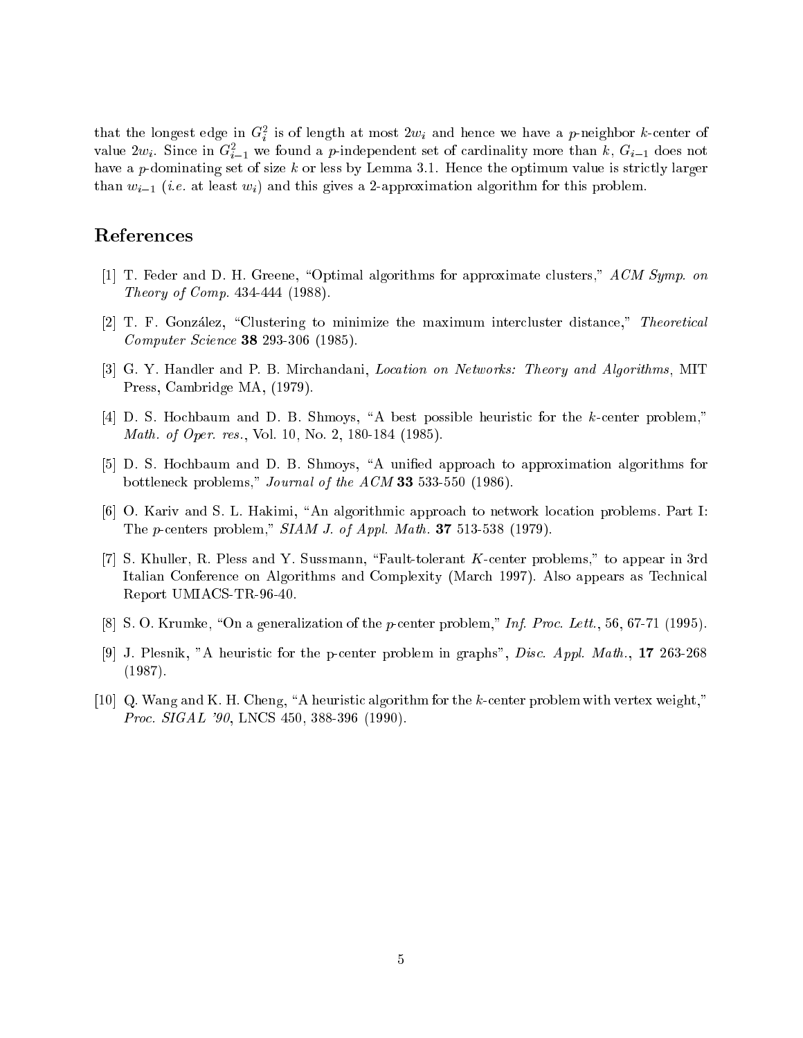that the longest edge in $G_i^2$ is of length at most $2w_i$ and hence we have a $p$-neighbor $k$-center of value $2w_i$. Since in $G_{i-1}^2$ we found a $p$-independent set of cardinality more than $k$, $G_{i-1}$ does not have a $p$-dominating set of size $k$ or less by Lemma 3.1. Hence the optimum value is strictly larger than $w_{i-1}$ (*i.e.* at least $w_i$) and this gives a 2-approximation algorithm for this problem.

# References

[1] T. Feder and D. H. Greene, "Optimal algorithms for approximate clusters," *ACM Symp. on Theory of Comp.* 434-444 (1988).

[2] T. F. González, "Clustering to minimize the maximum intercluster distance," *Theoretical Computer Science* **38** 293-306 (1985).

[3] G. Y. Handler and P. B. Mirchandani, *Location on Networks: Theory and Algorithms*, MIT Press, Cambridge MA, (1979).

[4] D. S. Hochbaum and D. B. Shmoys, "A best possible heuristic for the $k$-center problem," *Math. of Oper. res.*, Vol. 10, No. 2, 180-184 (1985).

[5] D. S. Hochbaum and D. B. Shmoys, "A unified approach to approximation algorithms for bottleneck problems," *Journal of the ACM* **33** 533-550 (1986).

[6] O. Kariv and S. L. Hakimi, "An algorithmic approach to network location problems. Part I: The $p$-centers problem," *SIAM J. of Appl. Math.* **37** 513-538 (1979).

[7] S. Khuller, R. Pless and Y. Sussmann, "Fault-tolerant $K$-center problems," to appear in 3rd Italian Conference on Algorithms and Complexity (March 1997). Also appears as Technical Report UMIACS-TR-96-40.

[8] S. O. Krumke, "On a generalization of the $p$-center problem," *Inf. Proc. Lett.*, 56, 67-71 (1995).

[9] J. Plesnik, "A heuristic for the p-center problem in graphs", *Disc. Appl. Math.*, **17** 263-268 (1987).

[10] Q. Wang and K. H. Cheng, "A heuristic algorithm for the $k$-center problem with vertex weight," *Proc. SIGAL '90*, LNCS 450, 388-396 (1990).